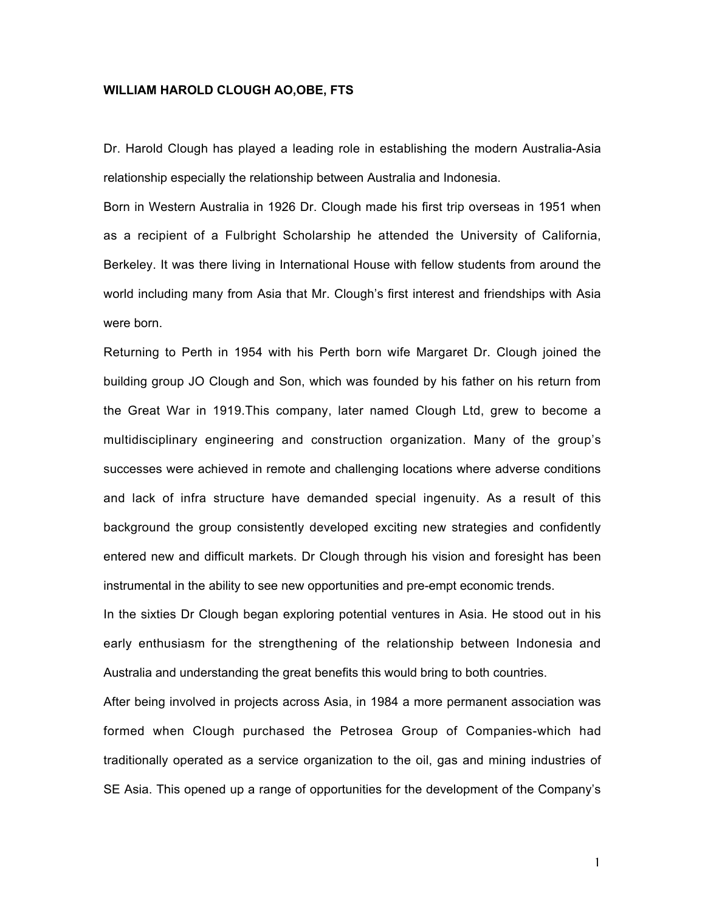**WILLIAM HAROLD CLOUGH AO,OBE, FTS**

Dr. Harold Clough has played a leading role in establishing the modern Australia-Asia relationship especially the relationship between Australia and Indonesia.

Born in Western Australia in 1926 Dr. Clough made his first trip overseas in 1951 when as a recipient of a Fulbright Scholarship he attended the University of California, Berkeley. It was there living in International House with fellow students from around the world including many from Asia that Mr. Clough's first interest and friendships with Asia were born.

Returning to Perth in 1954 with his Perth born wife Margaret Dr. Clough joined the building group JO Clough and Son, which was founded by his father on his return from the Great War in 1919.This company, later named Clough Ltd, grew to become a multidisciplinary engineering and construction organization. Many of the group's successes were achieved in remote and challenging locations where adverse conditions and lack of infra structure have demanded special ingenuity. As a result of this background the group consistently developed exciting new strategies and confidently entered new and difficult markets. Dr Clough through his vision and foresight has been instrumental in the ability to see new opportunities and pre-empt economic trends.

In the sixties Dr Clough began exploring potential ventures in Asia. He stood out in his early enthusiasm for the strengthening of the relationship between Indonesia and Australia and understanding the great benefits this would bring to both countries.

After being involved in projects across Asia, in 1984 a more permanent association was formed when Clough purchased the Petrosea Group of Companies-which had traditionally operated as a service organization to the oil, gas and mining industries of SE Asia. This opened up a range of opportunities for the development of the Company's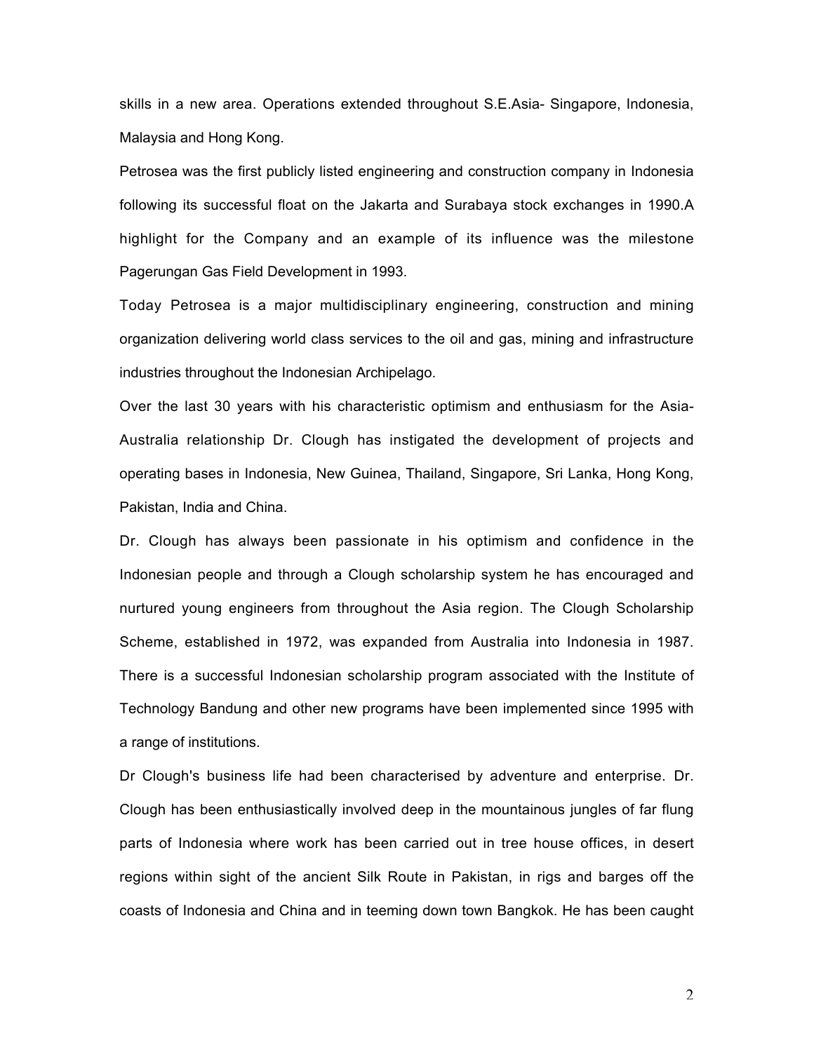skills in a new area. Operations extended throughout S.E.Asia- Singapore, Indonesia, Malaysia and Hong Kong.

Petrosea was the first publicly listed engineering and construction company in Indonesia following its successful float on the Jakarta and Surabaya stock exchanges in 1990.A highlight for the Company and an example of its influence was the milestone Pagerungan Gas Field Development in 1993.

Today Petrosea is a major multidisciplinary engineering, construction and mining organization delivering world class services to the oil and gas, mining and infrastructure industries throughout the Indonesian Archipelago.

Over the last 30 years with his characteristic optimism and enthusiasm for the Asia-Australia relationship Dr. Clough has instigated the development of projects and operating bases in Indonesia, New Guinea, Thailand, Singapore, Sri Lanka, Hong Kong, Pakistan, India and China.

Dr. Clough has always been passionate in his optimism and confidence in the Indonesian people and through a Clough scholarship system he has encouraged and nurtured young engineers from throughout the Asia region. The Clough Scholarship Scheme, established in 1972, was expanded from Australia into Indonesia in 1987. There is a successful Indonesian scholarship program associated with the Institute of Technology Bandung and other new programs have been implemented since 1995 with a range of institutions.

Dr Clough's business life had been characterised by adventure and enterprise. Dr. Clough has been enthusiastically involved deep in the mountainous jungles of far flung parts of Indonesia where work has been carried out in tree house offices, in desert regions within sight of the ancient Silk Route in Pakistan, in rigs and barges off the coasts of Indonesia and China and in teeming down town Bangkok. He has been caught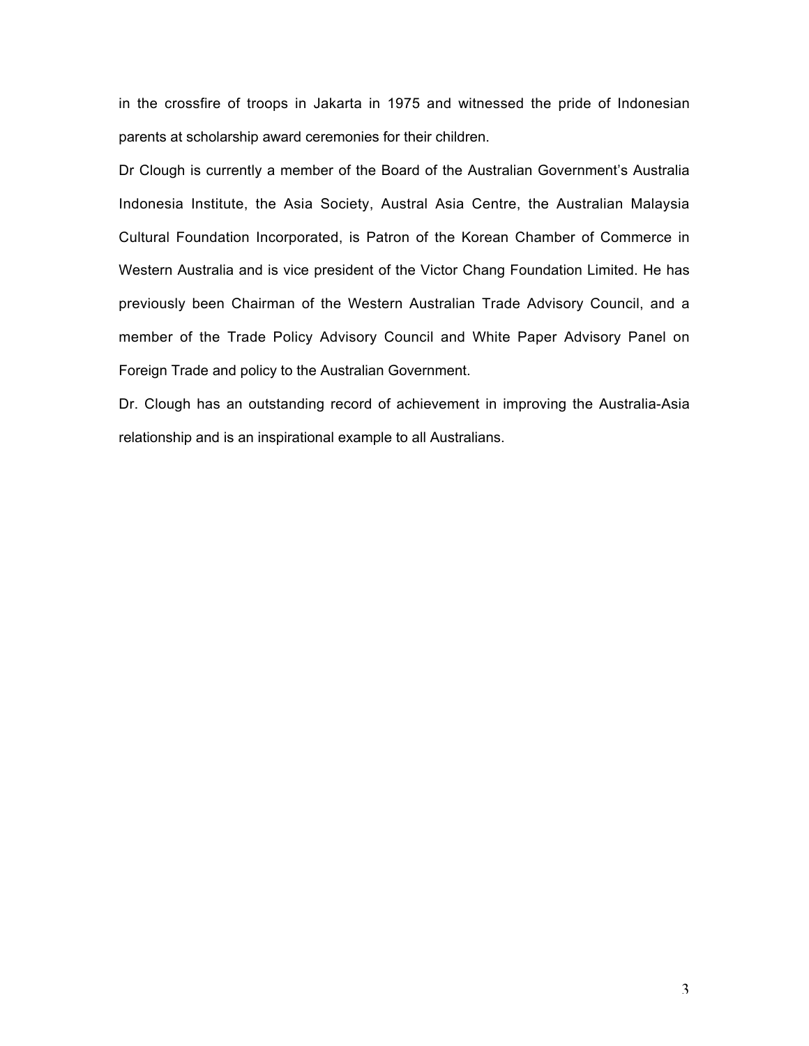in the crossfire of troops in Jakarta in 1975 and witnessed the pride of Indonesian parents at scholarship award ceremonies for their children.

Dr Clough is currently a member of the Board of the Australian Government's Australia Indonesia Institute, the Asia Society, Austral Asia Centre, the Australian Malaysia Cultural Foundation Incorporated, is Patron of the Korean Chamber of Commerce in Western Australia and is vice president of the Victor Chang Foundation Limited. He has previously been Chairman of the Western Australian Trade Advisory Council, and a member of the Trade Policy Advisory Council and White Paper Advisory Panel on Foreign Trade and policy to the Australian Government.

Dr. Clough has an outstanding record of achievement in improving the Australia-Asia relationship and is an inspirational example to all Australians.